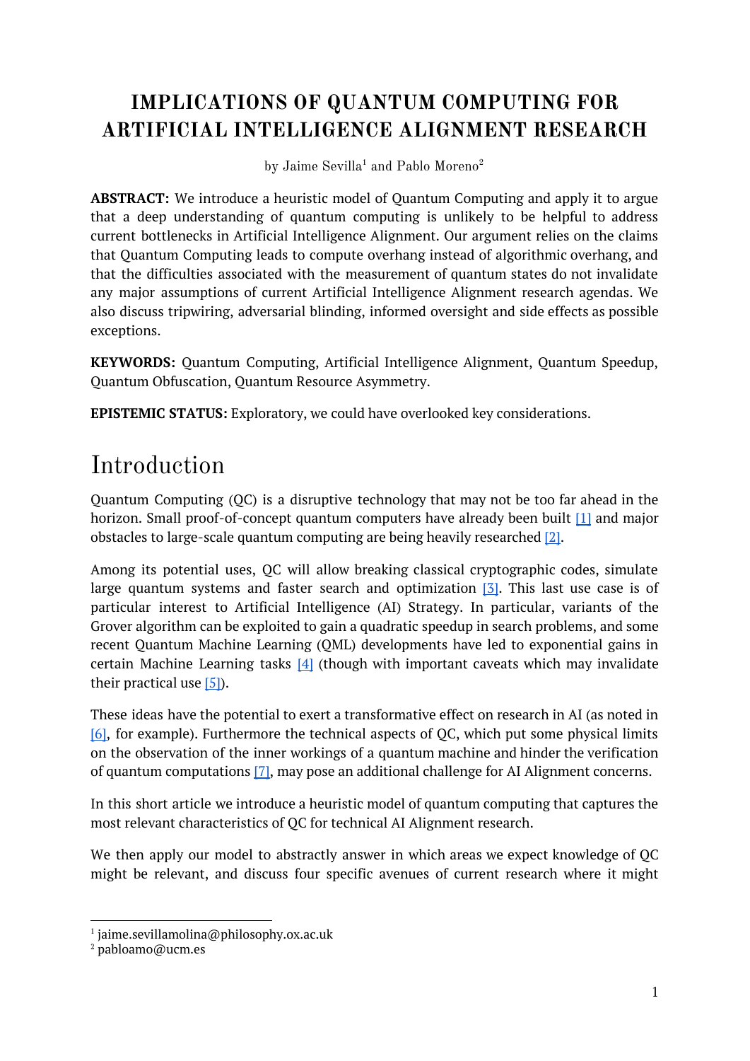# IMPLICATIONS OF QUANTUM COMPUTING FOR ARTIFICIAL INTELLIGENCE ALIGNMENT RESEARCH

by Jaime Sevilla[1] and Pablo Moreno[2]

**ABSTRACT:** We introduce a heuristic model of Quantum Computing and apply it to argue that a deep understanding of quantum computing is unlikely to be helpful to address current bottlenecks in Artificial Intelligence Alignment. Our argument relies on the claims that Quantum Computing leads to compute overhang instead of algorithmic overhang, and that the difficulties associated with the measurement of quantum states do not invalidate any major assumptions of current Artificial Intelligence Alignment research agendas. We also discuss tripwiring, adversarial blinding, informed oversight and side effects as possible exceptions.

**KEYWORDS:** Quantum Computing, Artificial Intelligence Alignment, Quantum Speedup, Quantum Obfuscation, Quantum Resource Asymmetry.

**EPISTEMIC STATUS:** Exploratory, we could have overlooked key considerations.

## Introduction

Quantum Computing (QC) is a disruptive technology that may not be too far ahead in the horizon. Small proof-of-concept quantum computers have already been built [1] and major obstacles to large-scale quantum computing are being heavily researched [2].

Among its potential uses, QC will allow breaking classical cryptographic codes, simulate large quantum systems and faster search and optimization [3]. This last use case is of particular interest to Artificial Intelligence (AI) Strategy. In particular, variants of the Grover algorithm can be exploited to gain a quadratic speedup in search problems, and some recent Quantum Machine Learning (QML) developments have led to exponential gains in certain Machine Learning tasks [4] (though with important caveats which may invalidate their practical use [5]).

These ideas have the potential to exert a transformative effect on research in AI (as noted in [6], for example). Furthermore the technical aspects of QC, which put some physical limits on the observation of the inner workings of a quantum machine and hinder the verification of quantum computations [7], may pose an additional challenge for AI Alignment concerns.

In this short article we introduce a heuristic model of quantum computing that captures the most relevant characteristics of QC for technical AI Alignment research.

We then apply our model to abstractly answer in which areas we expect knowledge of QC might be relevant, and discuss four specific avenues of current research where it might

[1] jaime.sevillamolina@philosophy.ox.ac.uk
[2] pabloamo@ucm.es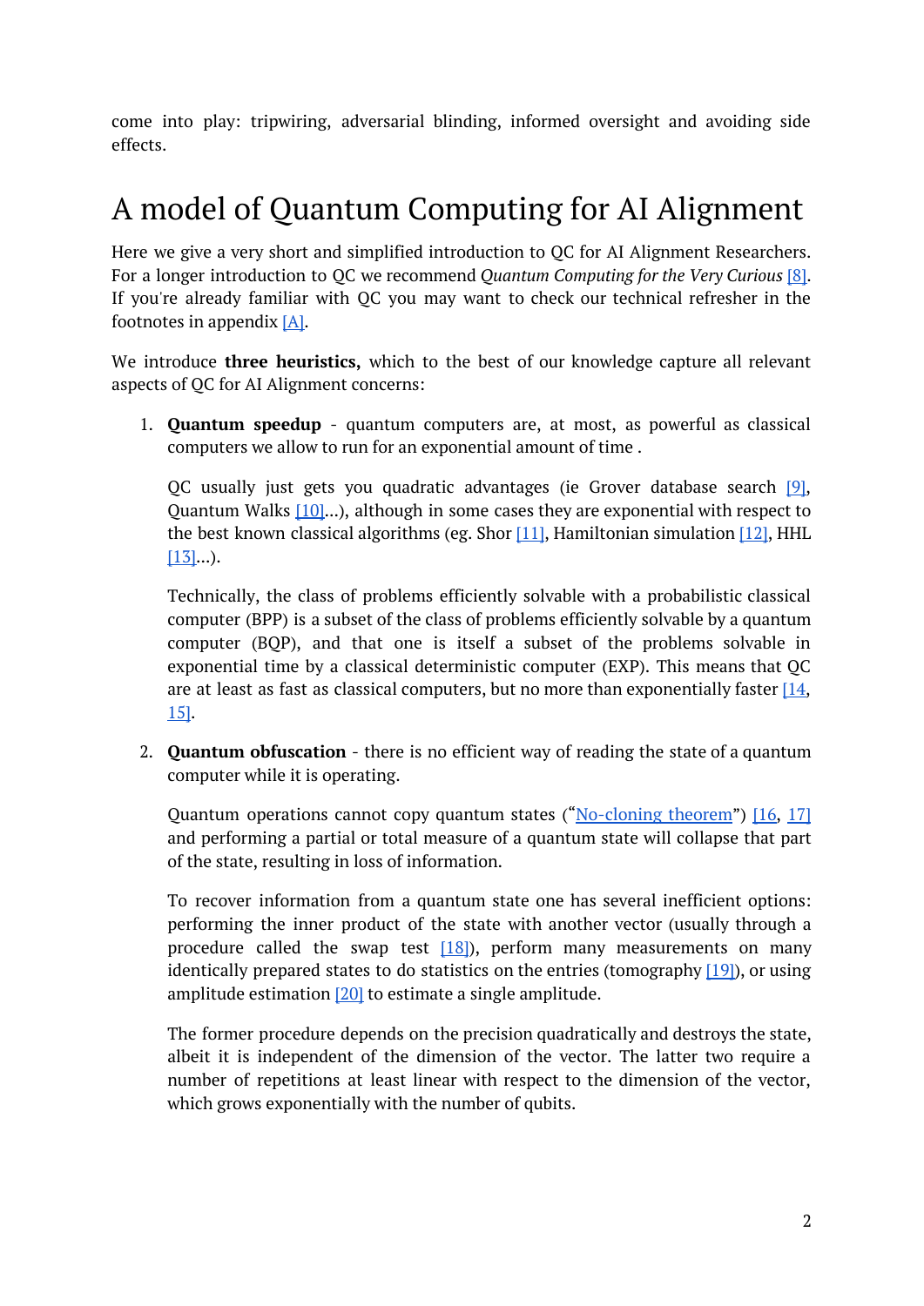come into play: tripwiring, adversarial blinding, informed oversight and avoiding side effects.

# A model of Quantum Computing for AI Alignment

Here we give a very short and simplified introduction to QC for AI Alignment Researchers. For a longer introduction to QC we recommend *Quantum Computing for the Very Curious* [8]. If you're already familiar with QC you may want to check our technical refresher in the footnotes in appendix [A].

We introduce **three heuristics,** which to the best of our knowledge capture all relevant aspects of QC for AI Alignment concerns:

1. **Quantum speedup** - quantum computers are, at most, as powerful as classical computers we allow to run for an exponential amount of time .

   QC usually just gets you quadratic advantages (ie Grover database search [9], Quantum Walks [10]...), although in some cases they are exponential with respect to the best known classical algorithms (eg. Shor [11], Hamiltonian simulation [12], HHL [13]...).

   Technically, the class of problems efficiently solvable with a probabilistic classical computer (BPP) is a subset of the class of problems efficiently solvable by a quantum computer (BQP), and that one is itself a subset of the problems solvable in exponential time by a classical deterministic computer (EXP). This means that QC are at least as fast as classical computers, but no more than exponentially faster [14, 15].

2. **Quantum obfuscation** - there is no efficient way of reading the state of a quantum computer while it is operating.

   Quantum operations cannot copy quantum states ("No-cloning theorem") [16, 17] and performing a partial or total measure of a quantum state will collapse that part of the state, resulting in loss of information.

   To recover information from a quantum state one has several inefficient options: performing the inner product of the state with another vector (usually through a procedure called the swap test [18]), perform many measurements on many identically prepared states to do statistics on the entries (tomography [19]), or using amplitude estimation [20] to estimate a single amplitude.

   The former procedure depends on the precision quadratically and destroys the state, albeit it is independent of the dimension of the vector. The latter two require a number of repetitions at least linear with respect to the dimension of the vector, which grows exponentially with the number of qubits.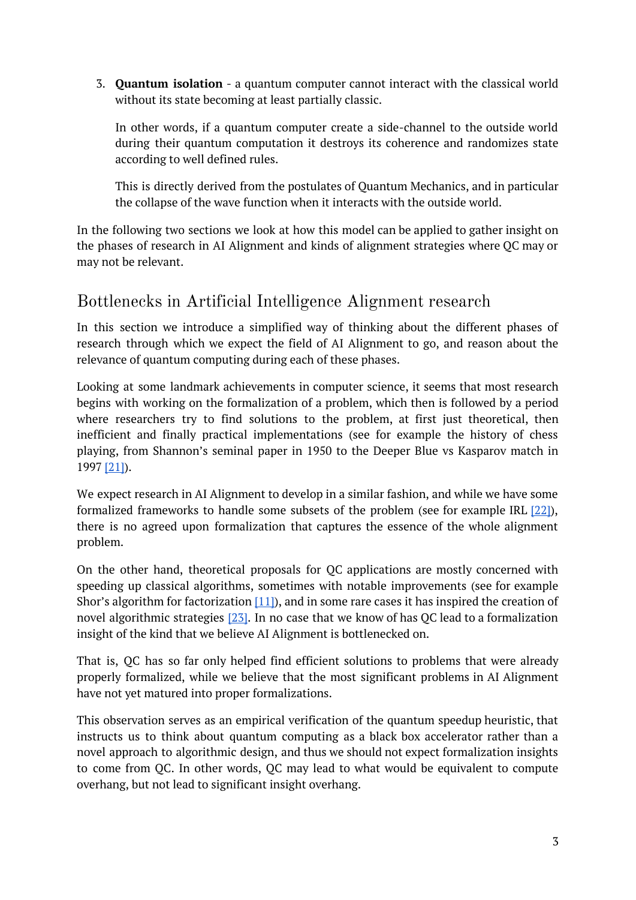3. **Quantum isolation** - a quantum computer cannot interact with the classical world without its state becoming at least partially classic.

   In other words, if a quantum computer create a side-channel to the outside world during their quantum computation it destroys its coherence and randomizes state according to well defined rules.

   This is directly derived from the postulates of Quantum Mechanics, and in particular the collapse of the wave function when it interacts with the outside world.

In the following two sections we look at how this model can be applied to gather insight on the phases of research in AI Alignment and kinds of alignment strategies where QC may or may not be relevant.

## Bottlenecks in Artificial Intelligence Alignment research

In this section we introduce a simplified way of thinking about the different phases of research through which we expect the field of AI Alignment to go, and reason about the relevance of quantum computing during each of these phases.

Looking at some landmark achievements in computer science, it seems that most research begins with working on the formalization of a problem, which then is followed by a period where researchers try to find solutions to the problem, at first just theoretical, then inefficient and finally practical implementations (see for example the history of chess playing, from Shannon's seminal paper in 1950 to the Deeper Blue vs Kasparov match in 1997 [21]).

We expect research in AI Alignment to develop in a similar fashion, and while we have some formalized frameworks to handle some subsets of the problem (see for example IRL [22]), there is no agreed upon formalization that captures the essence of the whole alignment problem.

On the other hand, theoretical proposals for QC applications are mostly concerned with speeding up classical algorithms, sometimes with notable improvements (see for example Shor's algorithm for factorization [11]), and in some rare cases it has inspired the creation of novel algorithmic strategies [23]. In no case that we know of has QC lead to a formalization insight of the kind that we believe AI Alignment is bottlenecked on.

That is, QC has so far only helped find efficient solutions to problems that were already properly formalized, while we believe that the most significant problems in AI Alignment have not yet matured into proper formalizations.

This observation serves as an empirical verification of the quantum speedup heuristic, that instructs us to think about quantum computing as a black box accelerator rather than a novel approach to algorithmic design, and thus we should not expect formalization insights to come from QC. In other words, QC may lead to what would be equivalent to compute overhang, but not lead to significant insight overhang.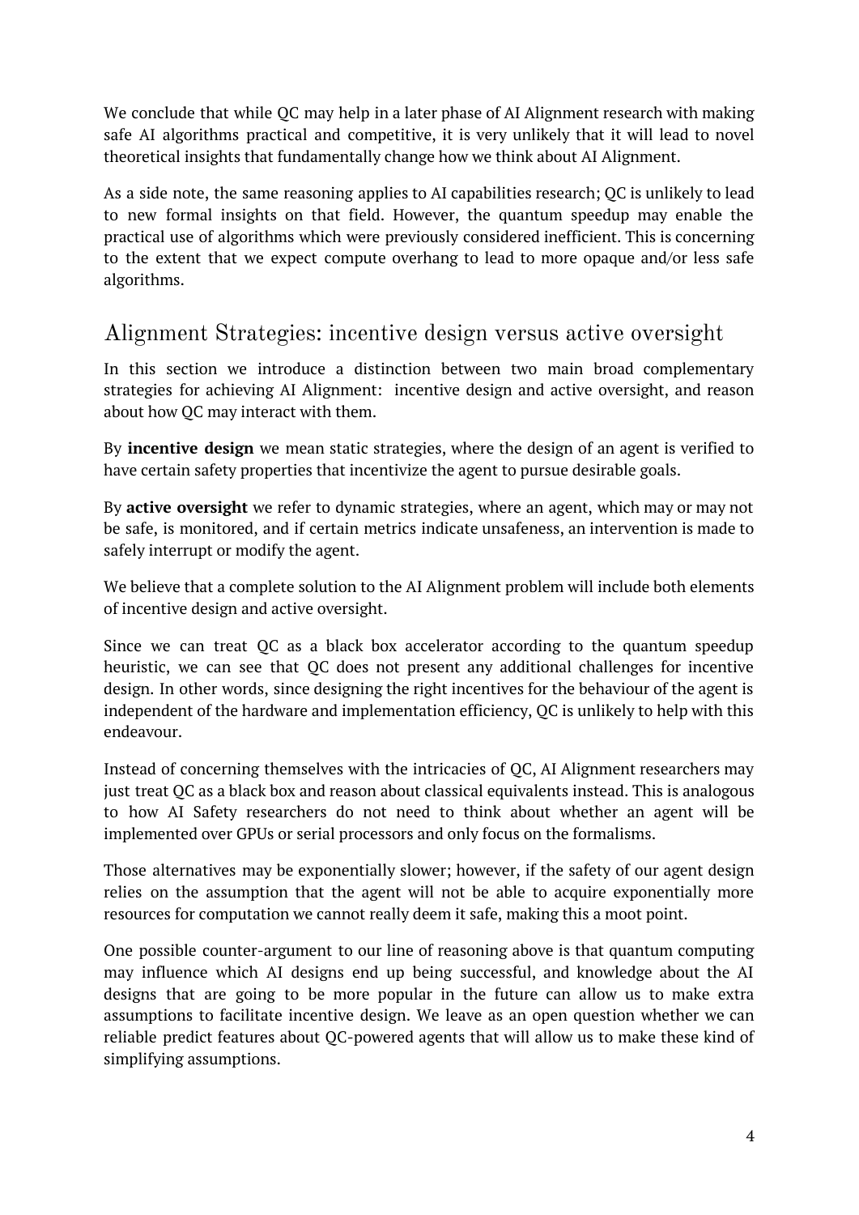We conclude that while QC may help in a later phase of AI Alignment research with making safe AI algorithms practical and competitive, it is very unlikely that it will lead to novel theoretical insights that fundamentally change how we think about AI Alignment.

As a side note, the same reasoning applies to AI capabilities research; QC is unlikely to lead to new formal insights on that field. However, the quantum speedup may enable the practical use of algorithms which were previously considered inefficient. This is concerning to the extent that we expect compute overhang to lead to more opaque and/or less safe algorithms.

## Alignment Strategies: incentive design versus active oversight

In this section we introduce a distinction between two main broad complementary strategies for achieving AI Alignment: incentive design and active oversight, and reason about how QC may interact with them.

By **incentive design** we mean static strategies, where the design of an agent is verified to have certain safety properties that incentivize the agent to pursue desirable goals.

By **active oversight** we refer to dynamic strategies, where an agent, which may or may not be safe, is monitored, and if certain metrics indicate unsafeness, an intervention is made to safely interrupt or modify the agent.

We believe that a complete solution to the AI Alignment problem will include both elements of incentive design and active oversight.

Since we can treat QC as a black box accelerator according to the quantum speedup heuristic, we can see that QC does not present any additional challenges for incentive design. In other words, since designing the right incentives for the behaviour of the agent is independent of the hardware and implementation efficiency, QC is unlikely to help with this endeavour.

Instead of concerning themselves with the intricacies of QC, AI Alignment researchers may just treat QC as a black box and reason about classical equivalents instead. This is analogous to how AI Safety researchers do not need to think about whether an agent will be implemented over GPUs or serial processors and only focus on the formalisms.

Those alternatives may be exponentially slower; however, if the safety of our agent design relies on the assumption that the agent will not be able to acquire exponentially more resources for computation we cannot really deem it safe, making this a moot point.

One possible counter-argument to our line of reasoning above is that quantum computing may influence which AI designs end up being successful, and knowledge about the AI designs that are going to be more popular in the future can allow us to make extra assumptions to facilitate incentive design. We leave as an open question whether we can reliable predict features about QC-powered agents that will allow us to make these kind of simplifying assumptions.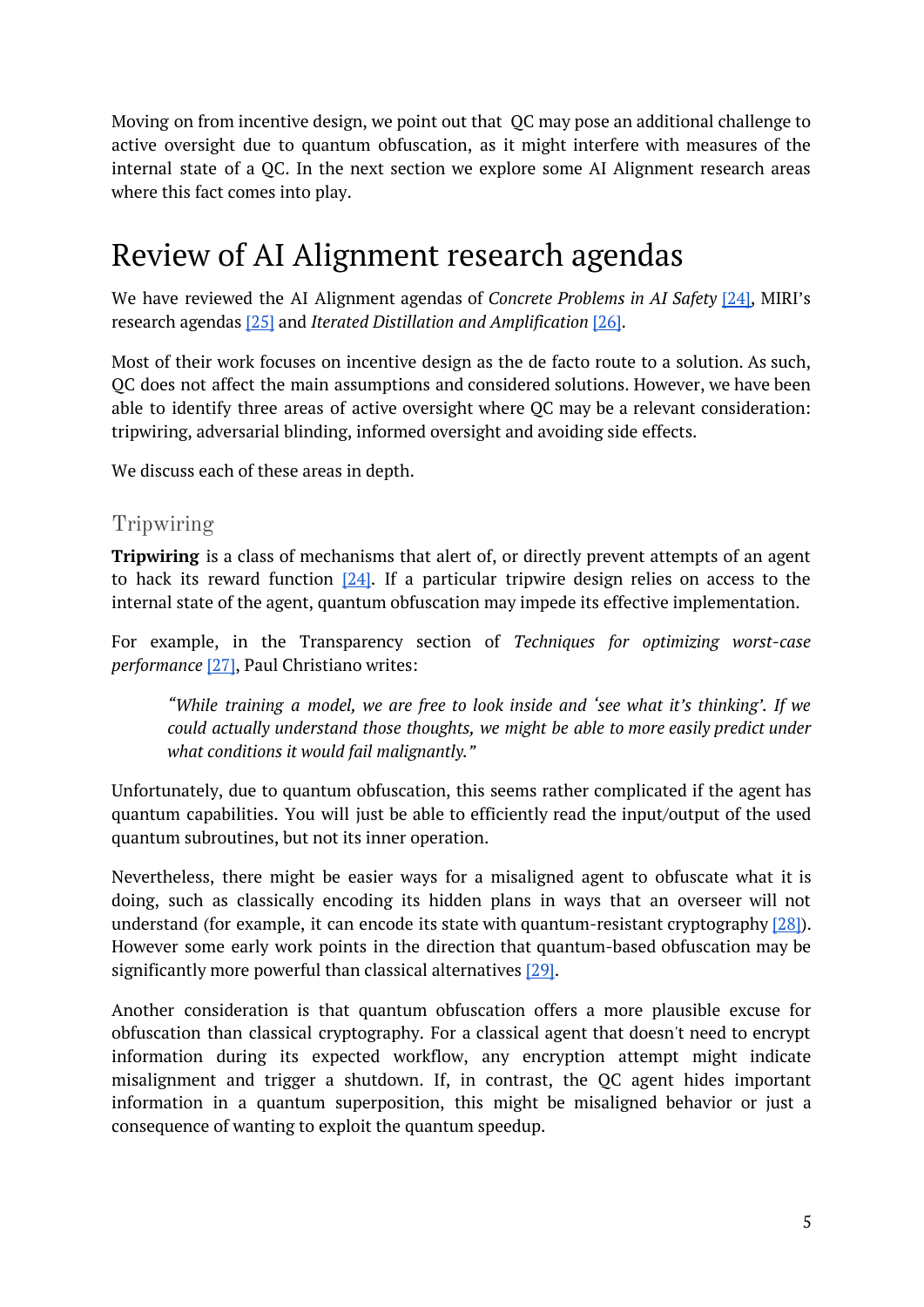Moving on from incentive design, we point out that QC may pose an additional challenge to active oversight due to quantum obfuscation, as it might interfere with measures of the internal state of a QC. In the next section we explore some AI Alignment research areas where this fact comes into play.

# Review of AI Alignment research agendas

We have reviewed the AI Alignment agendas of *Concrete Problems in AI Safety* [24], MIRI's research agendas [25] and *Iterated Distillation and Amplification* [26].

Most of their work focuses on incentive design as the de facto route to a solution. As such, QC does not affect the main assumptions and considered solutions. However, we have been able to identify three areas of active oversight where QC may be a relevant consideration: tripwiring, adversarial blinding, informed oversight and avoiding side effects.

We discuss each of these areas in depth.

## Tripwiring

**Tripwiring** is a class of mechanisms that alert of, or directly prevent attempts of an agent to hack its reward function [24]. If a particular tripwire design relies on access to the internal state of the agent, quantum obfuscation may impede its effective implementation.

For example, in the Transparency section of *Techniques for optimizing worst-case performance* [27], Paul Christiano writes:

> *"While training a model, we are free to look inside and 'see what it's thinking'. If we could actually understand those thoughts, we might be able to more easily predict under what conditions it would fail malignantly."*

Unfortunately, due to quantum obfuscation, this seems rather complicated if the agent has quantum capabilities. You will just be able to efficiently read the input/output of the used quantum subroutines, but not its inner operation.

Nevertheless, there might be easier ways for a misaligned agent to obfuscate what it is doing, such as classically encoding its hidden plans in ways that an overseer will not understand (for example, it can encode its state with quantum-resistant cryptography [28]). However some early work points in the direction that quantum-based obfuscation may be significantly more powerful than classical alternatives [29].

Another consideration is that quantum obfuscation offers a more plausible excuse for obfuscation than classical cryptography. For a classical agent that doesn't need to encrypt information during its expected workflow, any encryption attempt might indicate misalignment and trigger a shutdown. If, in contrast, the QC agent hides important information in a quantum superposition, this might be misaligned behavior or just a consequence of wanting to exploit the quantum speedup.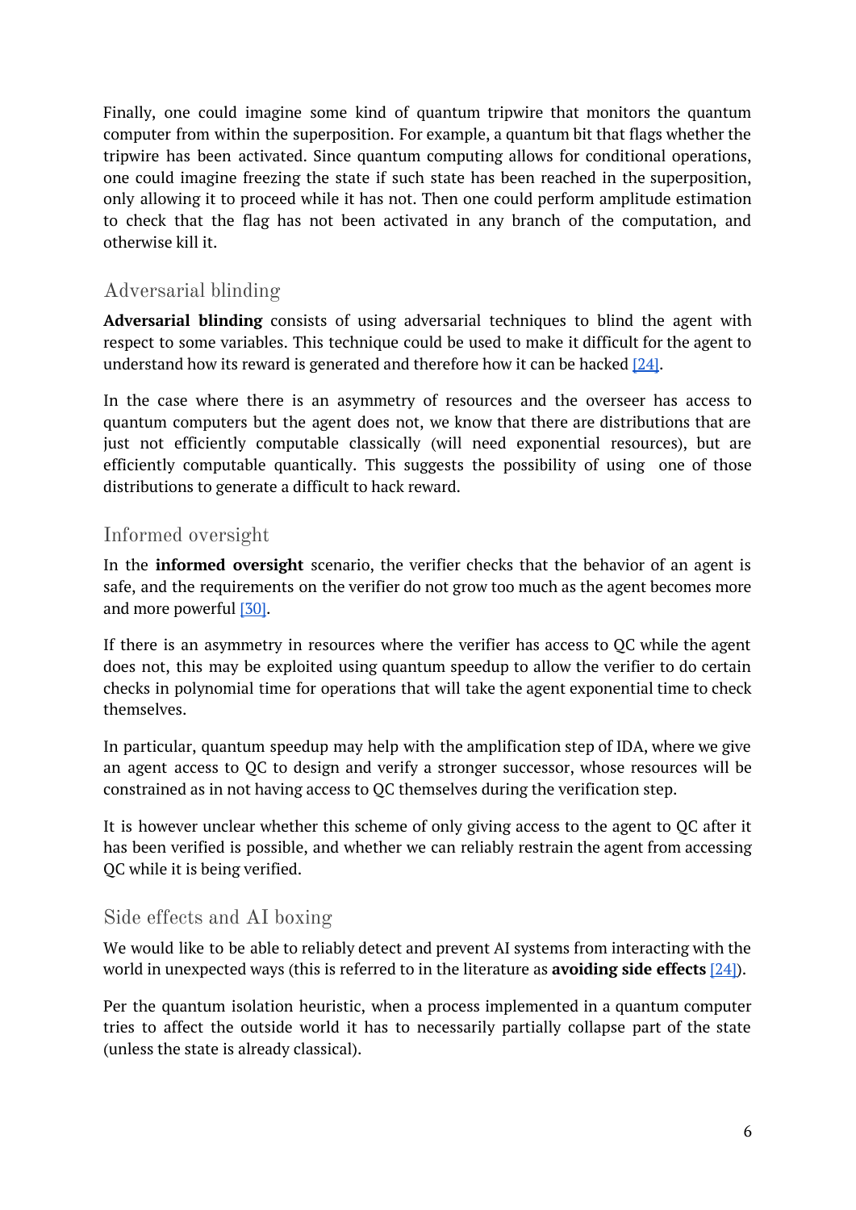Finally, one could imagine some kind of quantum tripwire that monitors the quantum computer from within the superposition. For example, a quantum bit that flags whether the tripwire has been activated. Since quantum computing allows for conditional operations, one could imagine freezing the state if such state has been reached in the superposition, only allowing it to proceed while it has not. Then one could perform amplitude estimation to check that the flag has not been activated in any branch of the computation, and otherwise kill it.

## Adversarial blinding

**Adversarial blinding** consists of using adversarial techniques to blind the agent with respect to some variables. This technique could be used to make it difficult for the agent to understand how its reward is generated and therefore how it can be hacked [24].

In the case where there is an asymmetry of resources and the overseer has access to quantum computers but the agent does not, we know that there are distributions that are just not efficiently computable classically (will need exponential resources), but are efficiently computable quantically. This suggests the possibility of using one of those distributions to generate a difficult to hack reward.

## Informed oversight

In the **informed oversight** scenario, the verifier checks that the behavior of an agent is safe, and the requirements on the verifier do not grow too much as the agent becomes more and more powerful [30].

If there is an asymmetry in resources where the verifier has access to QC while the agent does not, this may be exploited using quantum speedup to allow the verifier to do certain checks in polynomial time for operations that will take the agent exponential time to check themselves.

In particular, quantum speedup may help with the amplification step of IDA, where we give an agent access to QC to design and verify a stronger successor, whose resources will be constrained as in not having access to QC themselves during the verification step.

It is however unclear whether this scheme of only giving access to the agent to QC after it has been verified is possible, and whether we can reliably restrain the agent from accessing QC while it is being verified.

## Side effects and AI boxing

We would like to be able to reliably detect and prevent AI systems from interacting with the world in unexpected ways (this is referred to in the literature as **avoiding side effects** [24]).

Per the quantum isolation heuristic, when a process implemented in a quantum computer tries to affect the outside world it has to necessarily partially collapse part of the state (unless the state is already classical).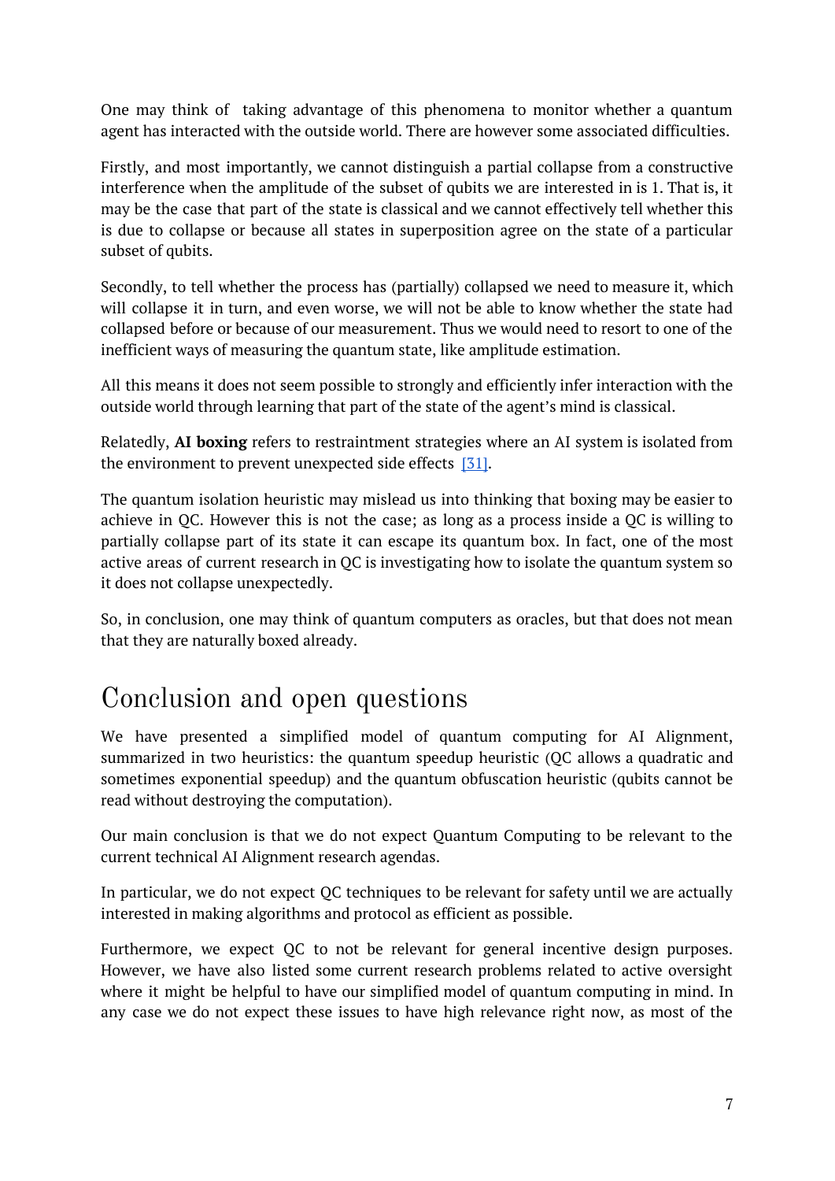One may think of  taking advantage of this phenomena to monitor whether a quantum agent has interacted with the outside world. There are however some associated difficulties.

Firstly, and most importantly, we cannot distinguish a partial collapse from a constructive interference when the amplitude of the subset of qubits we are interested in is 1. That is, it may be the case that part of the state is classical and we cannot effectively tell whether this is due to collapse or because all states in superposition agree on the state of a particular subset of qubits.

Secondly, to tell whether the process has (partially) collapsed we need to measure it, which will collapse it in turn, and even worse, we will not be able to know whether the state had collapsed before or because of our measurement. Thus we would need to resort to one of the inefficient ways of measuring the quantum state, like amplitude estimation.

All this means it does not seem possible to strongly and efficiently infer interaction with the outside world through learning that part of the state of the agent's mind is classical.

Relatedly, **AI boxing** refers to restraintment strategies where an AI system is isolated from the environment to prevent unexpected side effects [31].

The quantum isolation heuristic may mislead us into thinking that boxing may be easier to achieve in QC. However this is not the case; as long as a process inside a QC is willing to partially collapse part of its state it can escape its quantum box. In fact, one of the most active areas of current research in QC is investigating how to isolate the quantum system so it does not collapse unexpectedly.

So, in conclusion, one may think of quantum computers as oracles, but that does not mean that they are naturally boxed already.

# Conclusion and open questions

We have presented a simplified model of quantum computing for AI Alignment, summarized in two heuristics: the quantum speedup heuristic (QC allows a quadratic and sometimes exponential speedup) and the quantum obfuscation heuristic (qubits cannot be read without destroying the computation).

Our main conclusion is that we do not expect Quantum Computing to be relevant to the current technical AI Alignment research agendas.

In particular, we do not expect QC techniques to be relevant for safety until we are actually interested in making algorithms and protocol as efficient as possible.

Furthermore, we expect QC to not be relevant for general incentive design purposes. However, we have also listed some current research problems related to active oversight where it might be helpful to have our simplified model of quantum computing in mind. In any case we do not expect these issues to have high relevance right now, as most of the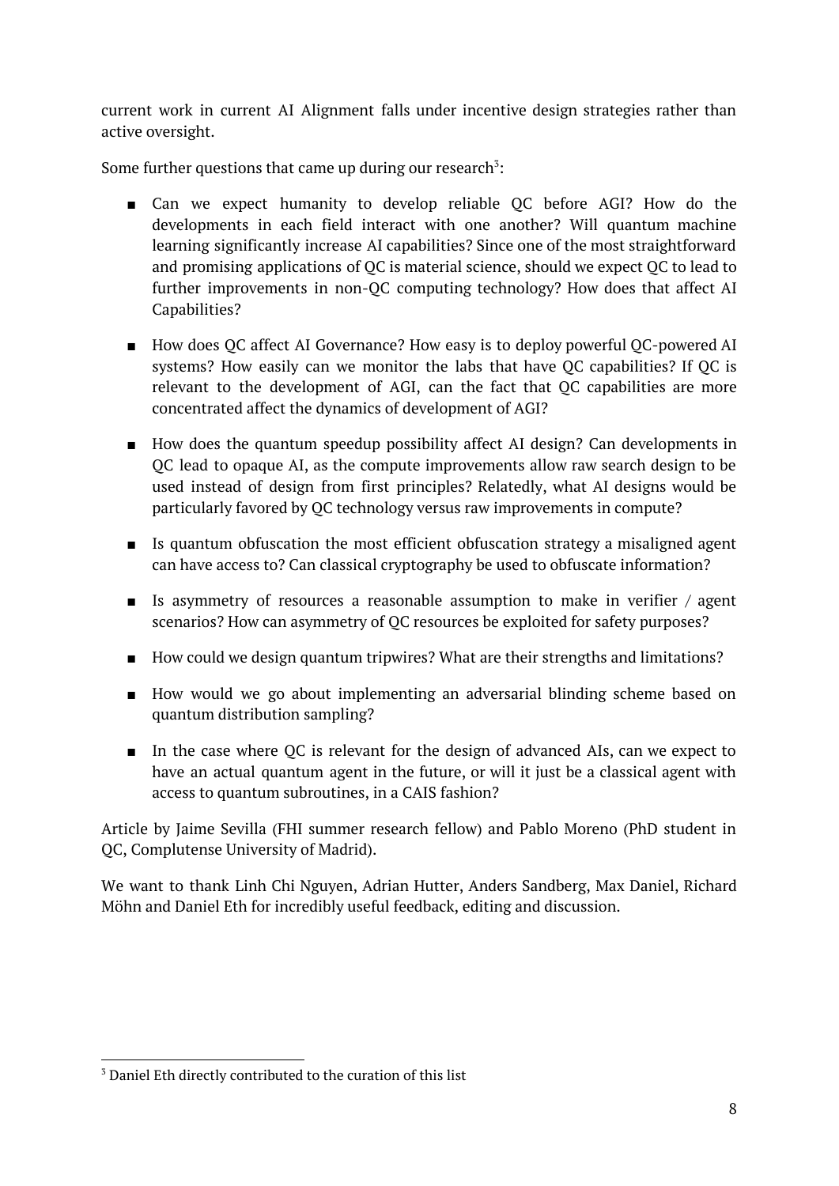current work in current AI Alignment falls under incentive design strategies rather than active oversight.

Some further questions that came up during our research[3]:

- Can we expect humanity to develop reliable QC before AGI? How do the developments in each field interact with one another? Will quantum machine learning significantly increase AI capabilities? Since one of the most straightforward and promising applications of QC is material science, should we expect QC to lead to further improvements in non-QC computing technology? How does that affect AI Capabilities?

- How does QC affect AI Governance? How easy is to deploy powerful QC-powered AI systems? How easily can we monitor the labs that have QC capabilities? If QC is relevant to the development of AGI, can the fact that QC capabilities are more concentrated affect the dynamics of development of AGI?

- How does the quantum speedup possibility affect AI design? Can developments in QC lead to opaque AI, as the compute improvements allow raw search design to be used instead of design from first principles? Relatedly, what AI designs would be particularly favored by QC technology versus raw improvements in compute?

- Is quantum obfuscation the most efficient obfuscation strategy a misaligned agent can have access to? Can classical cryptography be used to obfuscate information?

- Is asymmetry of resources a reasonable assumption to make in verifier / agent scenarios? How can asymmetry of QC resources be exploited for safety purposes?

- How could we design quantum tripwires? What are their strengths and limitations?

- How would we go about implementing an adversarial blinding scheme based on quantum distribution sampling?

- In the case where QC is relevant for the design of advanced AIs, can we expect to have an actual quantum agent in the future, or will it just be a classical agent with access to quantum subroutines, in a CAIS fashion?

Article by Jaime Sevilla (FHI summer research fellow) and Pablo Moreno (PhD student in QC, Complutense University of Madrid).

We want to thank Linh Chi Nguyen, Adrian Hutter, Anders Sandberg, Max Daniel, Richard Möhn and Daniel Eth for incredibly useful feedback, editing and discussion.

---

[3] Daniel Eth directly contributed to the curation of this list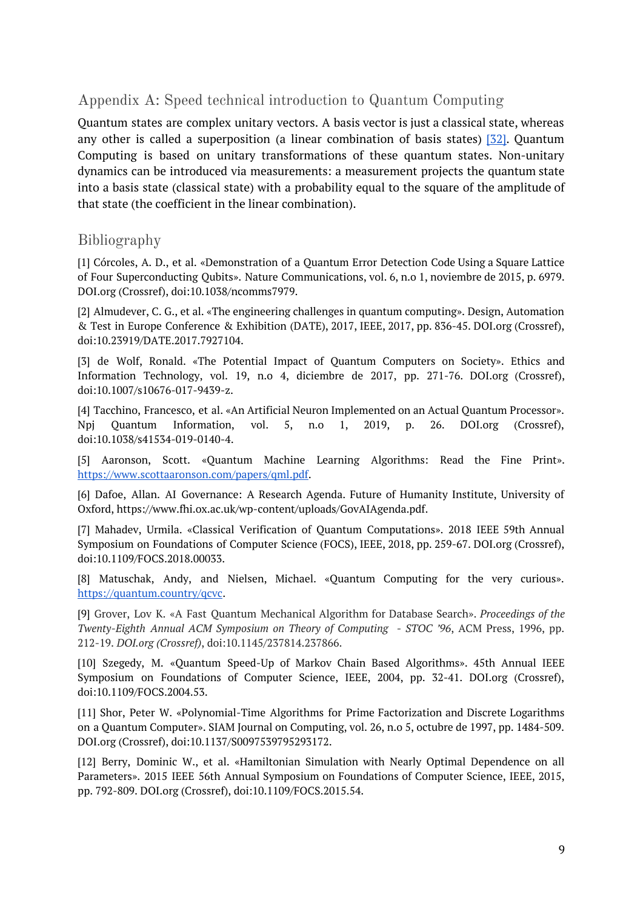## Appendix A: Speed technical introduction to Quantum Computing

Quantum states are complex unitary vectors. A basis vector is just a classical state, whereas any other is called a superposition (a linear combination of basis states) [32]. Quantum Computing is based on unitary transformations of these quantum states. Non-unitary dynamics can be introduced via measurements: a measurement projects the quantum state into a basis state (classical state) with a probability equal to the square of the amplitude of that state (the coefficient in the linear combination).

## Bibliography

[1] Córcoles, A. D., et al. «Demonstration of a Quantum Error Detection Code Using a Square Lattice of Four Superconducting Qubits». Nature Communications, vol. 6, n.o 1, noviembre de 2015, p. 6979. DOI.org (Crossref), doi:10.1038/ncomms7979.

[2] Almudever, C. G., et al. «The engineering challenges in quantum computing». Design, Automation & Test in Europe Conference & Exhibition (DATE), 2017, IEEE, 2017, pp. 836-45. DOI.org (Crossref), doi:10.23919/DATE.2017.7927104.

[3] de Wolf, Ronald. «The Potential Impact of Quantum Computers on Society». Ethics and Information Technology, vol. 19, n.o 4, diciembre de 2017, pp. 271-76. DOI.org (Crossref), doi:10.1007/s10676-017-9439-z.

[4] Tacchino, Francesco, et al. «An Artificial Neuron Implemented on an Actual Quantum Processor». Npj Quantum Information, vol. 5, n.o 1, 2019, p. 26. DOI.org (Crossref), doi:10.1038/s41534-019-0140-4.

[5] Aaronson, Scott. «Quantum Machine Learning Algorithms: Read the Fine Print». https://www.scottaaronson.com/papers/qml.pdf.

[6] Dafoe, Allan. AI Governance: A Research Agenda. Future of Humanity Institute, University of Oxford, https://www.fhi.ox.ac.uk/wp-content/uploads/GovAIAgenda.pdf.

[7] Mahadev, Urmila. «Classical Verification of Quantum Computations». 2018 IEEE 59th Annual Symposium on Foundations of Computer Science (FOCS), IEEE, 2018, pp. 259-67. DOI.org (Crossref), doi:10.1109/FOCS.2018.00033.

[8] Matuschak, Andy, and Nielsen, Michael. «Quantum Computing for the very curious». https://quantum.country/qcvc.

[9] Grover, Lov K. «A Fast Quantum Mechanical Algorithm for Database Search». *Proceedings of the Twenty-Eighth Annual ACM Symposium on Theory of Computing - STOC '96*, ACM Press, 1996, pp. 212-19. *DOI.org (Crossref)*, doi:10.1145/237814.237866.

[10] Szegedy, M. «Quantum Speed-Up of Markov Chain Based Algorithms». 45th Annual IEEE Symposium on Foundations of Computer Science, IEEE, 2004, pp. 32-41. DOI.org (Crossref), doi:10.1109/FOCS.2004.53.

[11] Shor, Peter W. «Polynomial-Time Algorithms for Prime Factorization and Discrete Logarithms on a Quantum Computer». SIAM Journal on Computing, vol. 26, n.o 5, octubre de 1997, pp. 1484-509. DOI.org (Crossref), doi:10.1137/S0097539795293172.

[12] Berry, Dominic W., et al. «Hamiltonian Simulation with Nearly Optimal Dependence on all Parameters». 2015 IEEE 56th Annual Symposium on Foundations of Computer Science, IEEE, 2015, pp. 792-809. DOI.org (Crossref), doi:10.1109/FOCS.2015.54.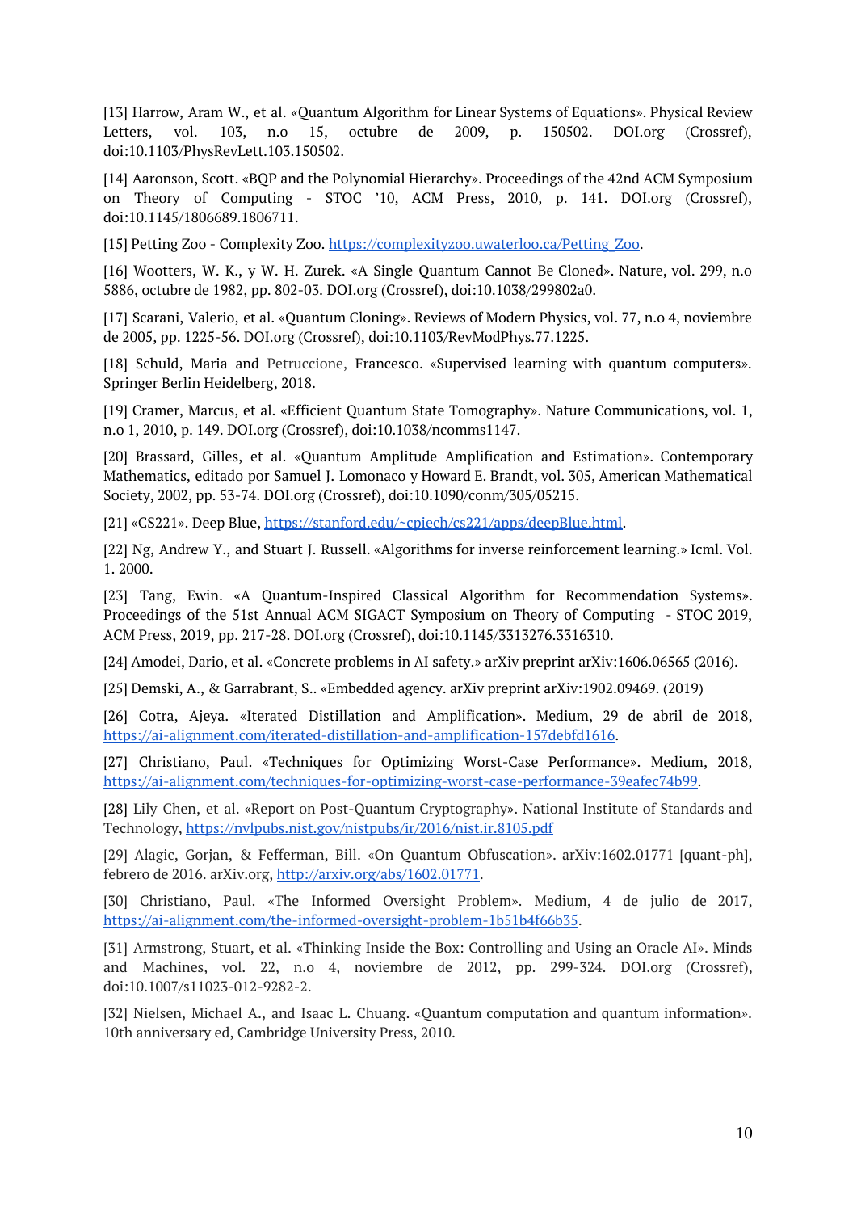[13] Harrow, Aram W., et al. «Quantum Algorithm for Linear Systems of Equations». Physical Review Letters, vol. 103, n.o 15, octubre de 2009, p. 150502. DOI.org (Crossref), doi:10.1103/PhysRevLett.103.150502.

[14] Aaronson, Scott. «BQP and the Polynomial Hierarchy». Proceedings of the 42nd ACM Symposium on Theory of Computing - STOC '10, ACM Press, 2010, p. 141. DOI.org (Crossref), doi:10.1145/1806689.1806711.

[15] Petting Zoo - Complexity Zoo. https://complexityzoo.uwaterloo.ca/Petting_Zoo.

[16] Wootters, W. K., y W. H. Zurek. «A Single Quantum Cannot Be Cloned». Nature, vol. 299, n.o 5886, octubre de 1982, pp. 802-03. DOI.org (Crossref), doi:10.1038/299802a0.

[17] Scarani, Valerio, et al. «Quantum Cloning». Reviews of Modern Physics, vol. 77, n.o 4, noviembre de 2005, pp. 1225-56. DOI.org (Crossref), doi:10.1103/RevModPhys.77.1225.

[18] Schuld, Maria and Petruccione, Francesco. «Supervised learning with quantum computers». Springer Berlin Heidelberg, 2018.

[19] Cramer, Marcus, et al. «Efficient Quantum State Tomography». Nature Communications, vol. 1, n.o 1, 2010, p. 149. DOI.org (Crossref), doi:10.1038/ncomms1147.

[20] Brassard, Gilles, et al. «Quantum Amplitude Amplification and Estimation». Contemporary Mathematics, editado por Samuel J. Lomonaco y Howard E. Brandt, vol. 305, American Mathematical Society, 2002, pp. 53-74. DOI.org (Crossref), doi:10.1090/conm/305/05215.

[21] «CS221». Deep Blue, https://stanford.edu/~cpiech/cs221/apps/deepBlue.html.

[22] Ng, Andrew Y., and Stuart J. Russell. «Algorithms for inverse reinforcement learning.» Icml. Vol. 1. 2000.

[23] Tang, Ewin. «A Quantum-Inspired Classical Algorithm for Recommendation Systems». Proceedings of the 51st Annual ACM SIGACT Symposium on Theory of Computing - STOC 2019, ACM Press, 2019, pp. 217-28. DOI.org (Crossref), doi:10.1145/3313276.3316310.

[24] Amodei, Dario, et al. «Concrete problems in AI safety.» arXiv preprint arXiv:1606.06565 (2016).

[25] Demski, A., & Garrabrant, S.. «Embedded agency. arXiv preprint arXiv:1902.09469. (2019)

[26] Cotra, Ajeya. «Iterated Distillation and Amplification». Medium, 29 de abril de 2018, https://ai-alignment.com/iterated-distillation-and-amplification-157debfd1616.

[27] Christiano, Paul. «Techniques for Optimizing Worst-Case Performance». Medium, 2018, https://ai-alignment.com/techniques-for-optimizing-worst-case-performance-39eafec74b99.

[28] Lily Chen, et al. «Report on Post-Quantum Cryptography». National Institute of Standards and Technology, https://nvlpubs.nist.gov/nistpubs/ir/2016/nist.ir.8105.pdf

[29] Alagic, Gorjan, & Fefferman, Bill. «On Quantum Obfuscation». arXiv:1602.01771 [quant-ph], febrero de 2016. arXiv.org, http://arxiv.org/abs/1602.01771.

[30] Christiano, Paul. «The Informed Oversight Problem». Medium, 4 de julio de 2017, https://ai-alignment.com/the-informed-oversight-problem-1b51b4f66b35.

[31] Armstrong, Stuart, et al. «Thinking Inside the Box: Controlling and Using an Oracle AI». Minds and Machines, vol. 22, n.o 4, noviembre de 2012, pp. 299-324. DOI.org (Crossref), doi:10.1007/s11023-012-9282-2.

[32] Nielsen, Michael A., and Isaac L. Chuang. «Quantum computation and quantum information». 10th anniversary ed, Cambridge University Press, 2010.